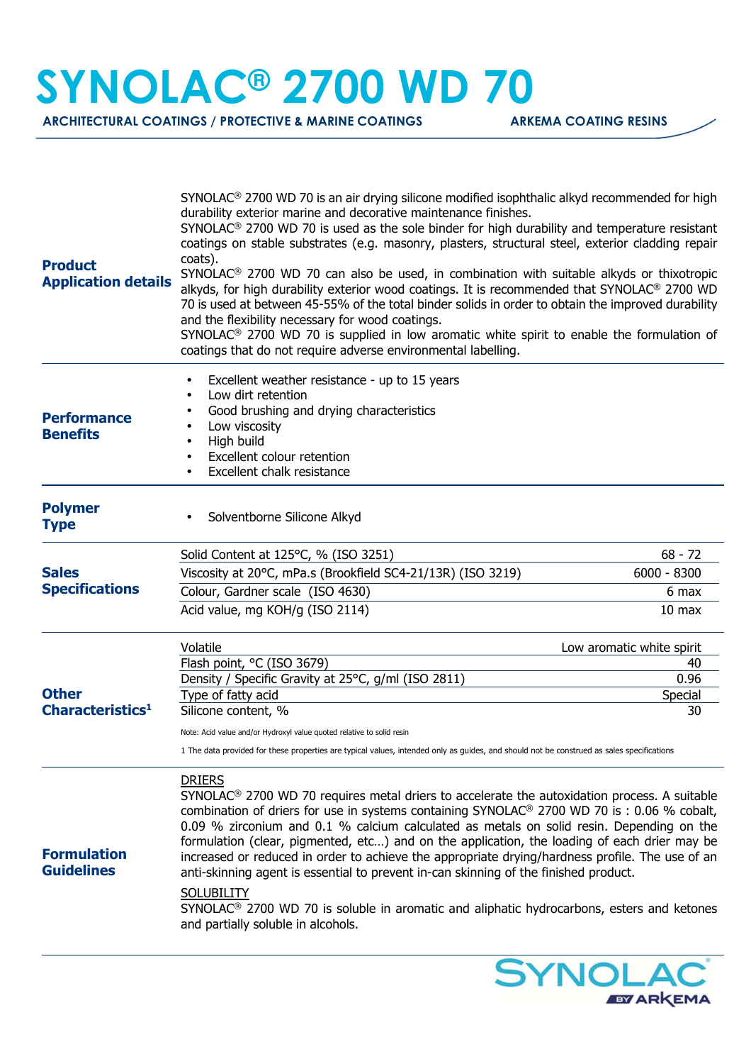# SYNOLAC® 2700 WD 70

**ARCHITECTURAL COATINGS / PROTECTIVE & MARINE COATINGS** **ARKEMA COATING RESINS**

## Product Application details

SYNOLAC® 2700 WD 70 is an air drying silicone modified isophthalic alkyd recommended for high durability exterior marine and decorative maintenance finishes.
SYNOLAC® 2700 WD 70 is used as the sole binder for high durability and temperature resistant coatings on stable substrates (e.g. masonry, plasters, structural steel, exterior cladding repair coats).
SYNOLAC® 2700 WD 70 can also be used, in combination with suitable alkyds or thixotropic alkyds, for high durability exterior wood coatings. It is recommended that SYNOLAC® 2700 WD 70 is used at between 45-55% of the total binder solids in order to obtain the improved durability and the flexibility necessary for wood coatings.
SYNOLAC® 2700 WD 70 is supplied in low aromatic white spirit to enable the formulation of coatings that do not require adverse environmental labelling.

## Performance Benefits

- Excellent weather resistance - up to 15 years
- Low dirt retention
- Good brushing and drying characteristics
- Low viscosity
- High build
- Excellent colour retention
- Excellent chalk resistance

## Polymer Type

- Solventborne Silicone Alkyd

## Sales Specifications

| Property | Value |
|---|---|
| Solid Content at 125°C, % (ISO 3251) | 68 - 72 |
| Viscosity at 20°C, mPa.s (Brookfield SC4-21/13R) (ISO 3219) | 6000 - 8300 |
| Colour, Gardner scale (ISO 4630) | 6 max |
| Acid value, mg KOH/g (ISO 2114) | 10 max |

## Other Characteristics[1]

| Property | Value |
|---|---|
| Volatile | Low aromatic white spirit |
| Flash point, °C (ISO 3679) | 40 |
| Density / Specific Gravity at 25°C, g/ml (ISO 2811) | 0.96 |
| Type of fatty acid | Special |
| Silicone content, % | 30 |

Note: Acid value and/or Hydroxyl value quoted relative to solid resin

1 The data provided for these properties are typical values, intended only as guides, and should not be construed as sales specifications

## Formulation Guidelines

DRIERS
SYNOLAC® 2700 WD 70 requires metal driers to accelerate the autoxidation process. A suitable combination of driers for use in systems containing SYNOLAC® 2700 WD 70 is : 0.06 % cobalt, 0.09 % zirconium and 0.1 % calcium calculated as metals on solid resin. Depending on the formulation (clear, pigmented, etc…) and on the application, the loading of each drier may be increased or reduced in order to achieve the appropriate drying/hardness profile. The use of an anti-skinning agent is essential to prevent in-can skinning of the finished product.

SOLUBILITY
SYNOLAC® 2700 WD 70 is soluble in aromatic and aliphatic hydrocarbons, esters and ketones and partially soluble in alcohols.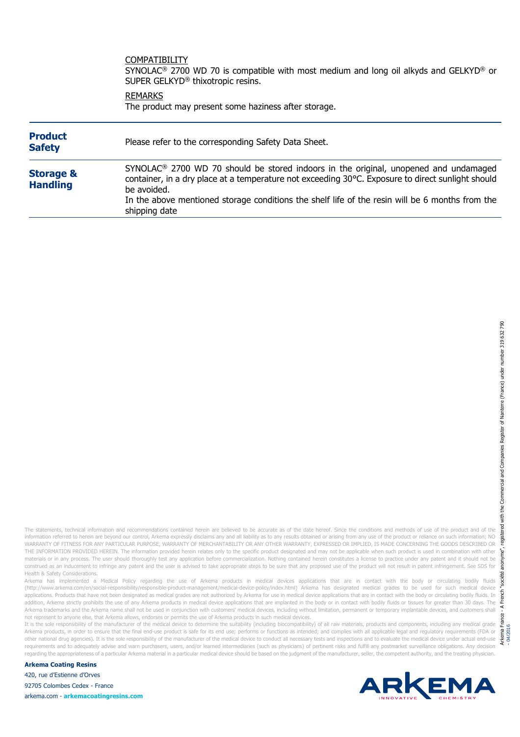COMPATIBILITY

SYNOLAC® 2700 WD 70 is compatible with most medium and long oil alkyds and GELKYD® or SUPER GELKYD® thixotropic resins.

REMARKS

The product may present some haziness after storage.

## Product Safety

Please refer to the corresponding Safety Data Sheet.

## Storage & Handling

SYNOLAC® 2700 WD 70 should be stored indoors in the original, unopened and undamaged container, in a dry place at a temperature not exceeding 30°C. Exposure to direct sunlight should be avoided.

In the above mentioned storage conditions the shelf life of the resin will be 6 months from the shipping date

The statements, technical information and recommendations contained herein are believed to be accurate as of the date hereof. Since the conditions and methods of use of the product and of the information referred to herein are beyond our control, Arkema expressly disclaims any and all liability as to any results obtained or arising from any use of the product or reliance on such information; NO WARRANTY OF FITNESS FOR ANY PARTICULAR PURPOSE, WARRANTY OF MERCHANTABILITY OR ANY OTHER WARRANTY, EXPRESSED OR IMPLIED, IS MADE CONCERNING THE GOODS DESCRIBED OR THE INFORMATION PROVIDED HEREIN. The information provided herein relates only to the specific product designated and may not be applicable when such product is used in combination with other materials or in any process. The user should thoroughly test any application before commercialization. Nothing contained herein constitutes a license to practice under any patent and it should not be construed as an inducement to infringe any patent and the user is advised to take appropriate steps to be sure that any proposed use of the product will not result in patent infringement. See SDS for Health & Safety Considerations.

Arkema has implemented a Medical Policy regarding the use of Arkema products in medical devices applications that are in contact with the body or circulating bodily fluids (http://www.arkema.com/en/social-responsibility/responsible-product-management/medical-device-policy/index.html) Arkema has designated medical grades to be used for such medical device applications. Products that have not been designated as medical grades are not authorized by Arkema for use in medical device applications that are in contact with the body or circulating bodily fluids. In addition, Arkema strictly prohibits the use of any Arkema products in medical device applications that are implanted in the body or in contact with bodily fluids or tissues for greater than 30 days. The Arkema trademarks and the Arkema name shall not be used in conjunction with customers' medical devices, including without limitation, permanent or temporary implantable devices, and customers shall not represent to anyone else, that Arkema allows, endorses or permits the use of Arkema products in such medical devices.

It is the sole responsibility of the manufacturer of the medical device to determine the suitability (including biocompatibility) of all raw materials, products and components, including any medical grade Arkema products, in order to ensure that the final end-use product is safe for its end use; performs or functions as intended; and complies with all applicable legal and regulatory requirements (FDA or other national drug agencies). It is the sole responsibility of the manufacturer of the medical device to conduct all necessary tests and inspections and to evaluate the medical device under actual end-use requirements and to adequately advise and warn purchasers, users, and/or learned intermediaries (such as physicians) of pertinent risks and fulfill any postmarket surveillance obligations. Any decision regarding the appropriateness of a particular Arkema material in a particular medical device should be based on the judgment of the manufacturer, seller, the competent authority, and the treating physician.

Arkema France - A French "société anonyme", registered with the Commercial and Companies Register of Nanterre (France) under number 319 632 790 - 04/2016

**Arkema Coating Resins**
420, rue d'Estienne d'Orves
92705 Colombes Cedex - France
arkema.com - **arkemacoatingresins.com**

ARKEMA INNOVATIVE CHEMISTRY